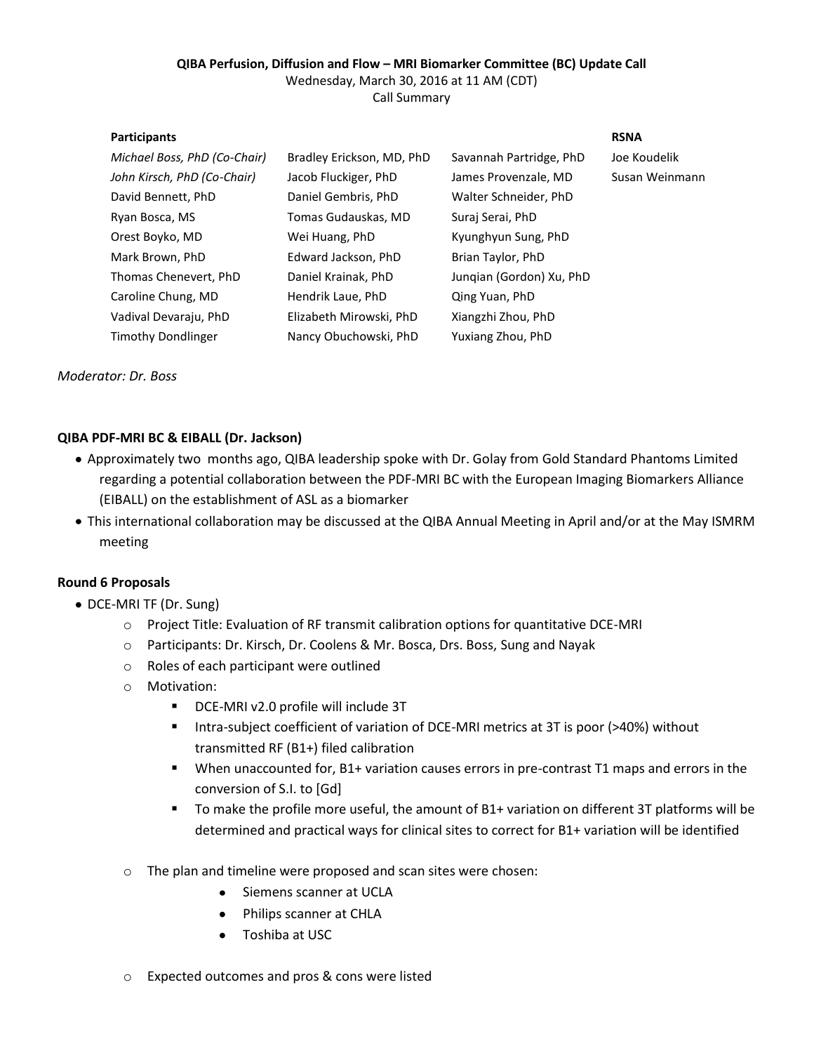**QIBA Perfusion, Diffusion and Flow – MRI Biomarker Committee (BC) Update Call**

Wednesday, March 30, 2016 at 11 AM (CDT)

Call Summary

| **Participants** | | | **RSNA** |
|---|---|---|---|
| *Michael Boss, PhD (Co-Chair)* | Bradley Erickson, MD, PhD | Savannah Partridge, PhD | Joe Koudelik |
| *John Kirsch, PhD (Co-Chair)* | Jacob Fluckiger, PhD | James Provenzale, MD | Susan Weinmann |
| David Bennett, PhD | Daniel Gembris, PhD | Walter Schneider, PhD | |
| Ryan Bosca, MS | Tomas Gudauskas, MD | Suraj Serai, PhD | |
| Orest Boyko, MD | Wei Huang, PhD | Kyunghyun Sung, PhD | |
| Mark Brown, PhD | Edward Jackson, PhD | Brian Taylor, PhD | |
| Thomas Chenevert, PhD | Daniel Krainak, PhD | Junqian (Gordon) Xu, PhD | |
| Caroline Chung, MD | Hendrik Laue, PhD | Qing Yuan, PhD | |
| Vadival Devaraju, PhD | Elizabeth Mirowski, PhD | Xiangzhi Zhou, PhD | |
| Timothy Dondlinger | Nancy Obuchowski, PhD | Yuxiang Zhou, PhD | |

*Moderator: Dr. Boss*

**QIBA PDF-MRI BC & EIBALL (Dr. Jackson)**

- Approximately two months ago, QIBA leadership spoke with Dr. Golay from Gold Standard Phantoms Limited regarding a potential collaboration between the PDF-MRI BC with the European Imaging Biomarkers Alliance (EIBALL) on the establishment of ASL as a biomarker
- This international collaboration may be discussed at the QIBA Annual Meeting in April and/or at the May ISMRM meeting

**Round 6 Proposals**

- DCE-MRI TF (Dr. Sung)
  - Project Title: Evaluation of RF transmit calibration options for quantitative DCE-MRI
  - Participants: Dr. Kirsch, Dr. Coolens & Mr. Bosca, Drs. Boss, Sung and Nayak
  - Roles of each participant were outlined
  - Motivation:
    - DCE-MRI v2.0 profile will include 3T
    - Intra-subject coefficient of variation of DCE-MRI metrics at 3T is poor (>40%) without transmitted RF (B1+) filed calibration
    - When unaccounted for, B1+ variation causes errors in pre-contrast T1 maps and errors in the conversion of S.I. to [Gd]
    - To make the profile more useful, the amount of B1+ variation on different 3T platforms will be determined and practical ways for clinical sites to correct for B1+ variation will be identified
  - The plan and timeline were proposed and scan sites were chosen:
    - Siemens scanner at UCLA
    - Philips scanner at CHLA
    - Toshiba at USC
  - Expected outcomes and pros & cons were listed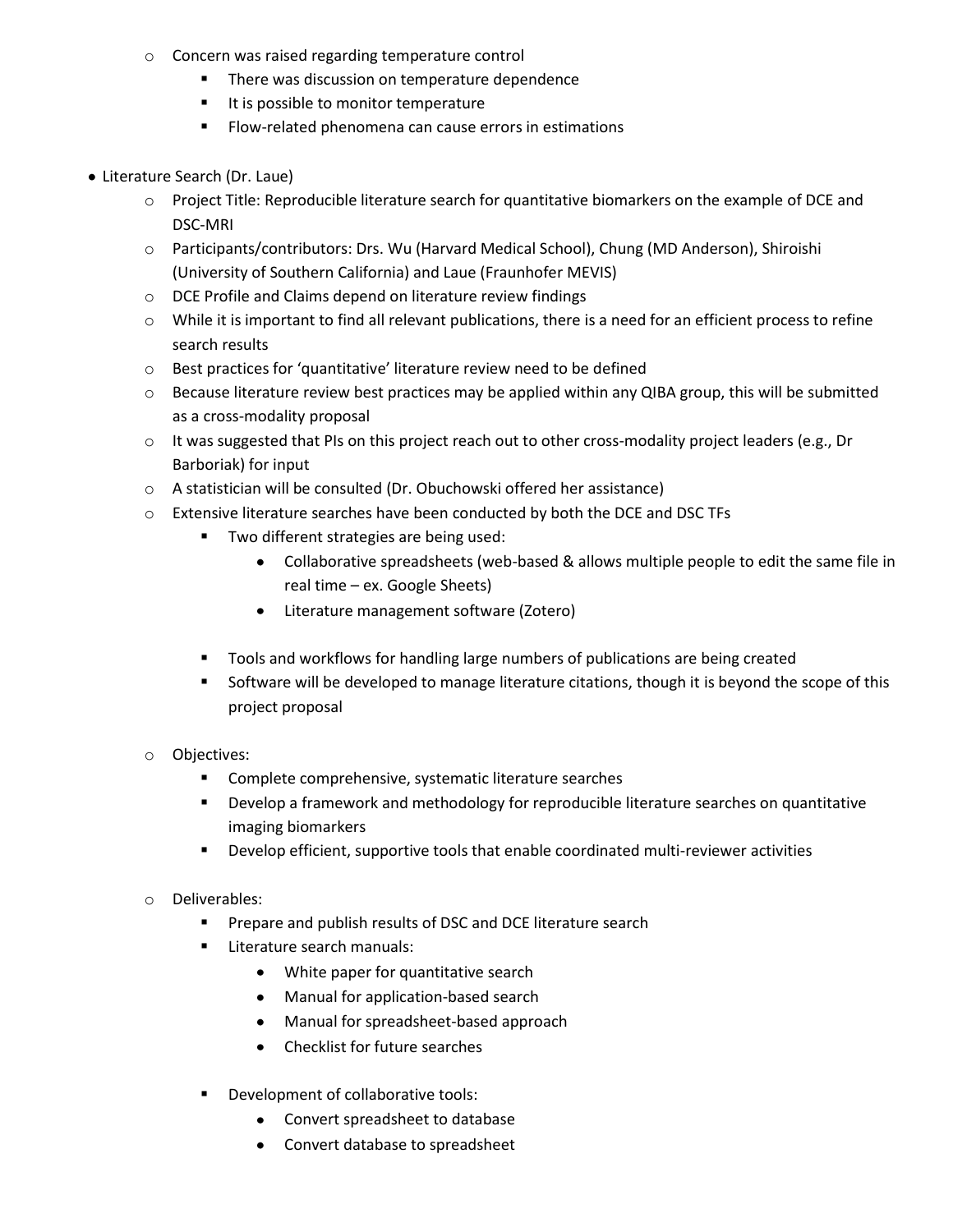- Concern was raised regarding temperature control
  - There was discussion on temperature dependence
  - It is possible to monitor temperature
  - Flow-related phenomena can cause errors in estimations

- Literature Search (Dr. Laue)
  - Project Title: Reproducible literature search for quantitative biomarkers on the example of DCE and DSC-MRI
  - Participants/contributors: Drs. Wu (Harvard Medical School), Chung (MD Anderson), Shiroishi (University of Southern California) and Laue (Fraunhofer MEVIS)
  - DCE Profile and Claims depend on literature review findings
  - While it is important to find all relevant publications, there is a need for an efficient process to refine search results
  - Best practices for 'quantitative' literature review need to be defined
  - Because literature review best practices may be applied within any QIBA group, this will be submitted as a cross-modality proposal
  - It was suggested that PIs on this project reach out to other cross-modality project leaders (e.g., Dr Barboriak) for input
  - A statistician will be consulted (Dr. Obuchowski offered her assistance)
  - Extensive literature searches have been conducted by both the DCE and DSC TFs
    - Two different strategies are being used:
      - Collaborative spreadsheets (web-based & allows multiple people to edit the same file in real time – ex. Google Sheets)
      - Literature management software (Zotero)
    - Tools and workflows for handling large numbers of publications are being created
    - Software will be developed to manage literature citations, though it is beyond the scope of this project proposal
  - Objectives:
    - Complete comprehensive, systematic literature searches
    - Develop a framework and methodology for reproducible literature searches on quantitative imaging biomarkers
    - Develop efficient, supportive tools that enable coordinated multi-reviewer activities
  - Deliverables:
    - Prepare and publish results of DSC and DCE literature search
    - Literature search manuals:
      - White paper for quantitative search
      - Manual for application-based search
      - Manual for spreadsheet-based approach
      - Checklist for future searches
    - Development of collaborative tools:
      - Convert spreadsheet to database
      - Convert database to spreadsheet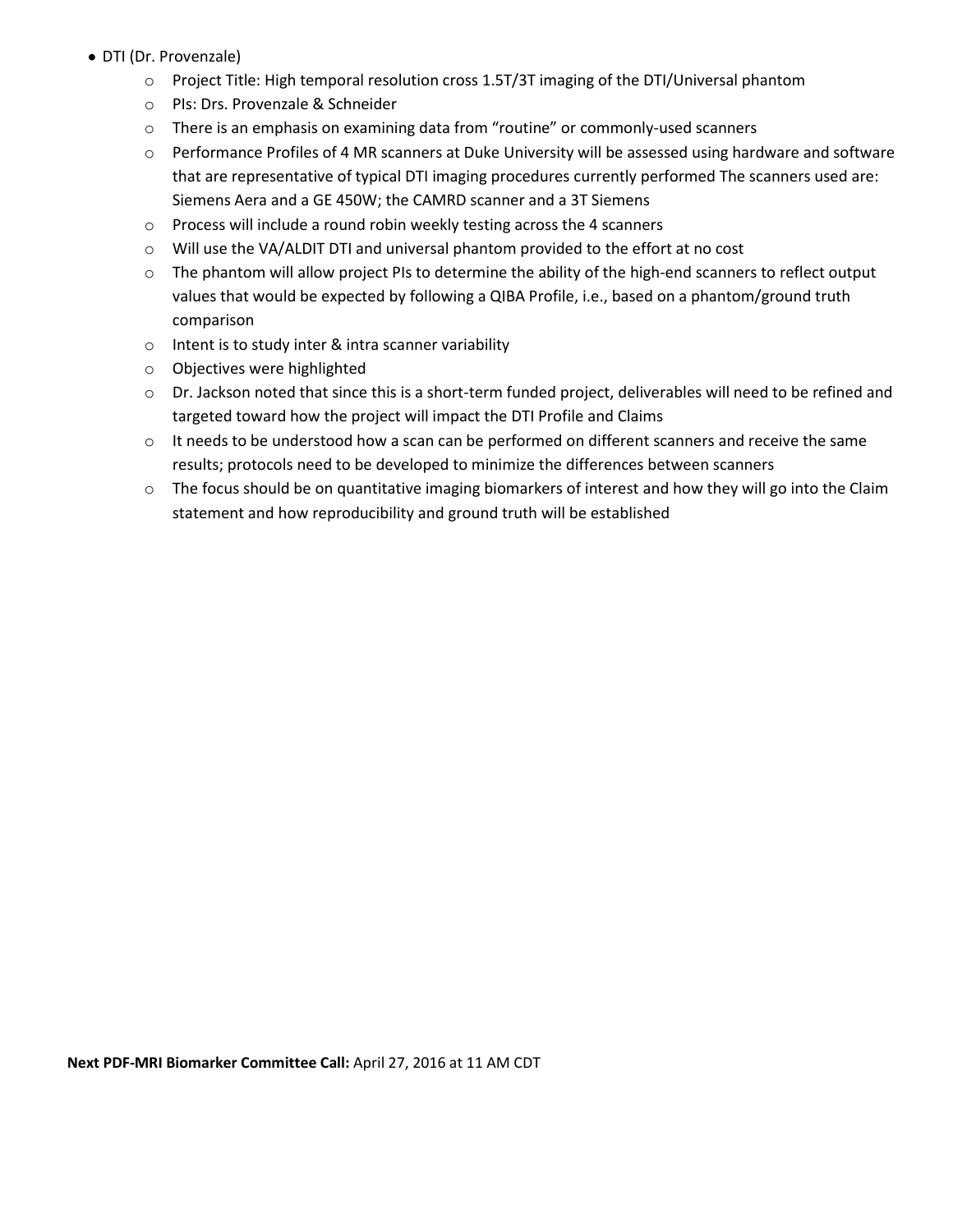- DTI (Dr. Provenzale)
  - Project Title: High temporal resolution cross 1.5T/3T imaging of the DTI/Universal phantom
  - PIs: Drs. Provenzale & Schneider
  - There is an emphasis on examining data from "routine" or commonly-used scanners
  - Performance Profiles of 4 MR scanners at Duke University will be assessed using hardware and software that are representative of typical DTI imaging procedures currently performed The scanners used are: Siemens Aera and a GE 450W; the CAMRD scanner and a 3T Siemens
  - Process will include a round robin weekly testing across the 4 scanners
  - Will use the VA/ALDIT DTI and universal phantom provided to the effort at no cost
  - The phantom will allow project PIs to determine the ability of the high-end scanners to reflect output values that would be expected by following a QIBA Profile, i.e., based on a phantom/ground truth comparison
  - Intent is to study inter & intra scanner variability
  - Objectives were highlighted
  - Dr. Jackson noted that since this is a short-term funded project, deliverables will need to be refined and targeted toward how the project will impact the DTI Profile and Claims
  - It needs to be understood how a scan can be performed on different scanners and receive the same results; protocols need to be developed to minimize the differences between scanners
  - The focus should be on quantitative imaging biomarkers of interest and how they will go into the Claim statement and how reproducibility and ground truth will be established

**Next PDF-MRI Biomarker Committee Call:** April 27, 2016 at 11 AM CDT